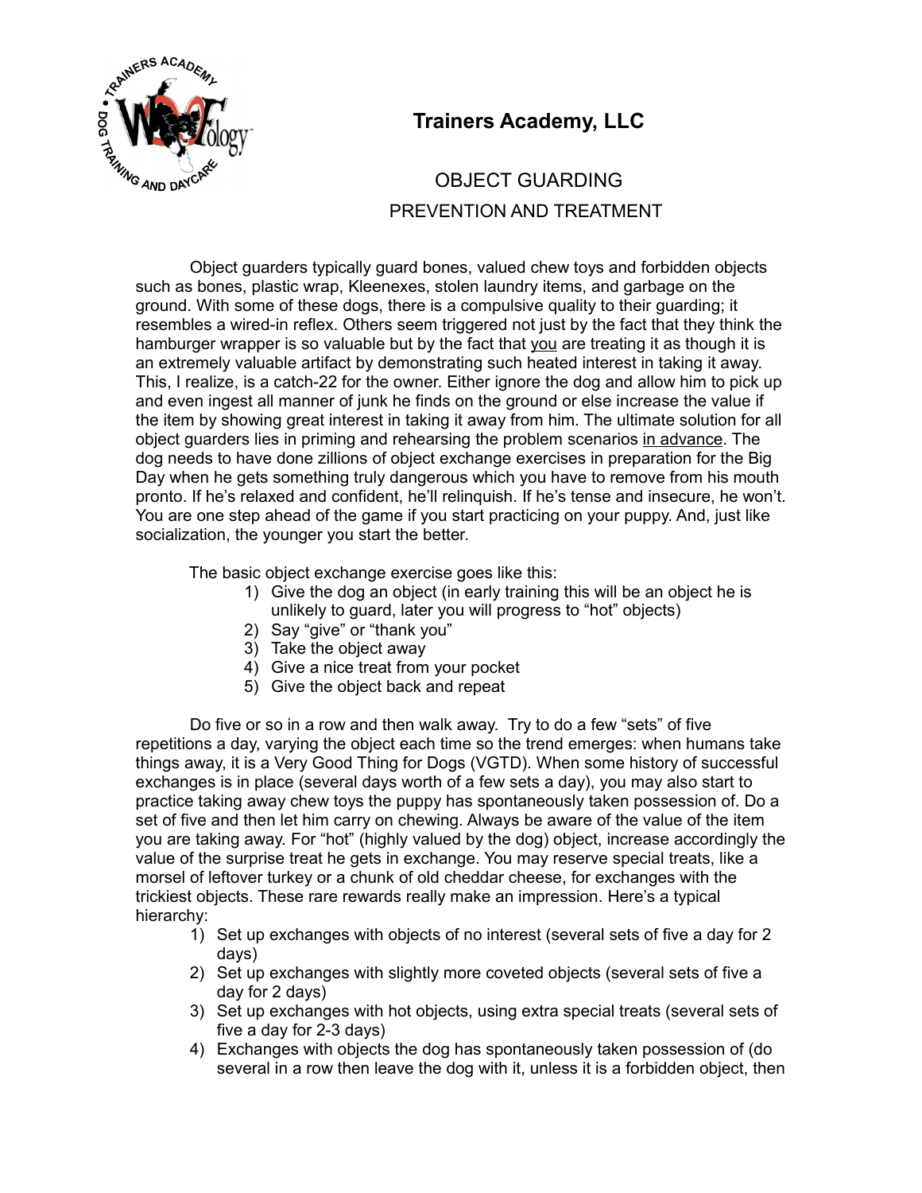# Trainers Academy, LLC

## OBJECT GUARDING
## PREVENTION AND TREATMENT

Object guarders typically guard bones, valued chew toys and forbidden objects such as bones, plastic wrap, Kleenexes, stolen laundry items, and garbage on the ground. With some of these dogs, there is a compulsive quality to their guarding; it resembles a wired-in reflex. Others seem triggered not just by the fact that they think the hamburger wrapper is so valuable but by the fact that <u>you</u> are treating it as though it is an extremely valuable artifact by demonstrating such heated interest in taking it away. This, I realize, is a catch-22 for the owner. Either ignore the dog and allow him to pick up and even ingest all manner of junk he finds on the ground or else increase the value if the item by showing great interest in taking it away from him. The ultimate solution for all object guarders lies in priming and rehearsing the problem scenarios <u>in advance</u>. The dog needs to have done zillions of object exchange exercises in preparation for the Big Day when he gets something truly dangerous which you have to remove from his mouth pronto. If he's relaxed and confident, he'll relinquish. If he's tense and insecure, he won't. You are one step ahead of the game if you start practicing on your puppy. And, just like socialization, the younger you start the better.

The basic object exchange exercise goes like this:

1) Give the dog an object (in early training this will be an object he is unlikely to guard, later you will progress to "hot" objects)
2) Say "give" or "thank you"
3) Take the object away
4) Give a nice treat from your pocket
5) Give the object back and repeat

Do five or so in a row and then walk away. Try to do a few "sets" of five repetitions a day, varying the object each time so the trend emerges: when humans take things away, it is a Very Good Thing for Dogs (VGTD). When some history of successful exchanges is in place (several days worth of a few sets a day), you may also start to practice taking away chew toys the puppy has spontaneously taken possession of. Do a set of five and then let him carry on chewing. Always be aware of the value of the item you are taking away. For "hot" (highly valued by the dog) object, increase accordingly the value of the surprise treat he gets in exchange. You may reserve special treats, like a morsel of leftover turkey or a chunk of old cheddar cheese, for exchanges with the trickiest objects. These rare rewards really make an impression. Here's a typical hierarchy:

1) Set up exchanges with objects of no interest (several sets of five a day for 2 days)
2) Set up exchanges with slightly more coveted objects (several sets of five a day for 2 days)
3) Set up exchanges with hot objects, using extra special treats (several sets of five a day for 2-3 days)
4) Exchanges with objects the dog has spontaneously taken possession of (do several in a row then leave the dog with it, unless it is a forbidden object, then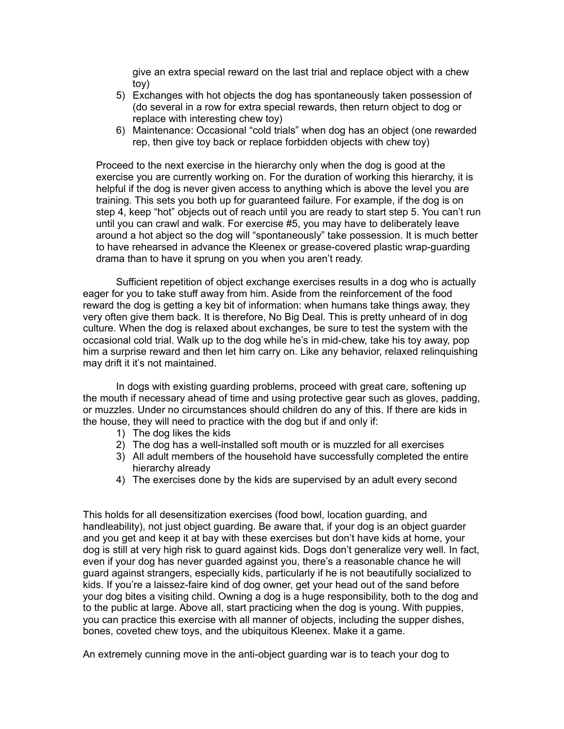give an extra special reward on the last trial and replace object with a chew toy)

5) Exchanges with hot objects the dog has spontaneously taken possession of (do several in a row for extra special rewards, then return object to dog or replace with interesting chew toy)
6) Maintenance: Occasional "cold trials" when dog has an object (one rewarded rep, then give toy back or replace forbidden objects with chew toy)

Proceed to the next exercise in the hierarchy only when the dog is good at the exercise you are currently working on. For the duration of working this hierarchy, it is helpful if the dog is never given access to anything which is above the level you are training. This sets you both up for guaranteed failure. For example, if the dog is on step 4, keep "hot" objects out of reach until you are ready to start step 5. You can't run until you can crawl and walk. For exercise #5, you may have to deliberately leave around a hot abject so the dog will "spontaneously" take possession. It is much better to have rehearsed in advance the Kleenex or grease-covered plastic wrap-guarding drama than to have it sprung on you when you aren't ready.

Sufficient repetition of object exchange exercises results in a dog who is actually eager for you to take stuff away from him. Aside from the reinforcement of the food reward the dog is getting a key bit of information: when humans take things away, they very often give them back. It is therefore, No Big Deal. This is pretty unheard of in dog culture. When the dog is relaxed about exchanges, be sure to test the system with the occasional cold trial. Walk up to the dog while he's in mid-chew, take his toy away, pop him a surprise reward and then let him carry on. Like any behavior, relaxed relinquishing may drift it it's not maintained.

In dogs with existing guarding problems, proceed with great care, softening up the mouth if necessary ahead of time and using protective gear such as gloves, padding, or muzzles. Under no circumstances should children do any of this. If there are kids in the house, they will need to practice with the dog but if and only if:

1) The dog likes the kids
2) The dog has a well-installed soft mouth or is muzzled for all exercises
3) All adult members of the household have successfully completed the entire hierarchy already
4) The exercises done by the kids are supervised by an adult every second

This holds for all desensitization exercises (food bowl, location guarding, and handleability), not just object guarding. Be aware that, if your dog is an object guarder and you get and keep it at bay with these exercises but don't have kids at home, your dog is still at very high risk to guard against kids. Dogs don't generalize very well. In fact, even if your dog has never guarded against you, there's a reasonable chance he will guard against strangers, especially kids, particularly if he is not beautifully socialized to kids. If you're a laissez-faire kind of dog owner, get your head out of the sand before your dog bites a visiting child. Owning a dog is a huge responsibility, both to the dog and to the public at large. Above all, start practicing when the dog is young. With puppies, you can practice this exercise with all manner of objects, including the supper dishes, bones, coveted chew toys, and the ubiquitous Kleenex. Make it a game.

An extremely cunning move in the anti-object guarding war is to teach your dog to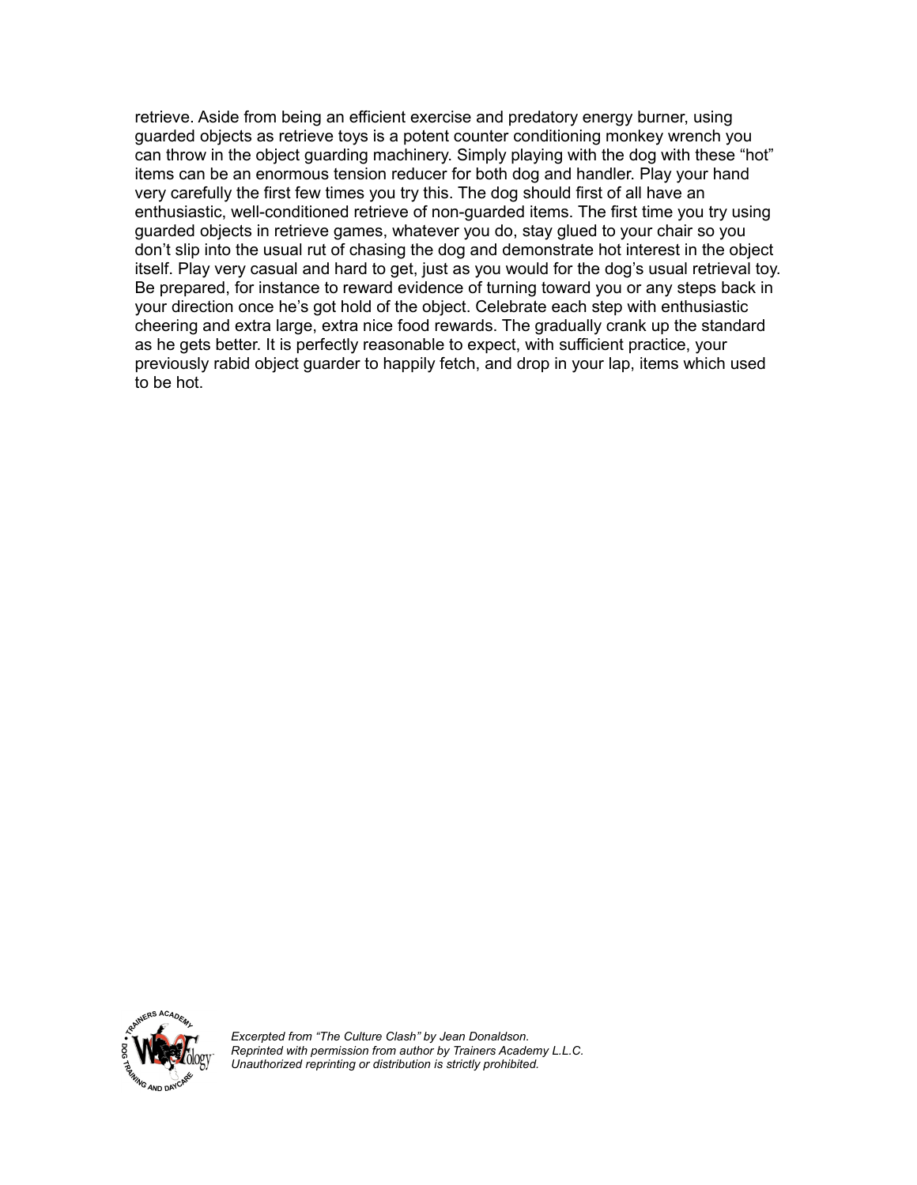retrieve. Aside from being an efficient exercise and predatory energy burner, using guarded objects as retrieve toys is a potent counter conditioning monkey wrench you can throw in the object guarding machinery. Simply playing with the dog with these "hot" items can be an enormous tension reducer for both dog and handler. Play your hand very carefully the first few times you try this. The dog should first of all have an enthusiastic, well-conditioned retrieve of non-guarded items. The first time you try using guarded objects in retrieve games, whatever you do, stay glued to your chair so you don't slip into the usual rut of chasing the dog and demonstrate hot interest in the object itself. Play very casual and hard to get, just as you would for the dog's usual retrieval toy. Be prepared, for instance to reward evidence of turning toward you or any steps back in your direction once he's got hold of the object. Celebrate each step with enthusiastic cheering and extra large, extra nice food rewards. The gradually crank up the standard as he gets better. It is perfectly reasonable to expect, with sufficient practice, your previously rabid object guarder to happily fetch, and drop in your lap, items which used to be hot.